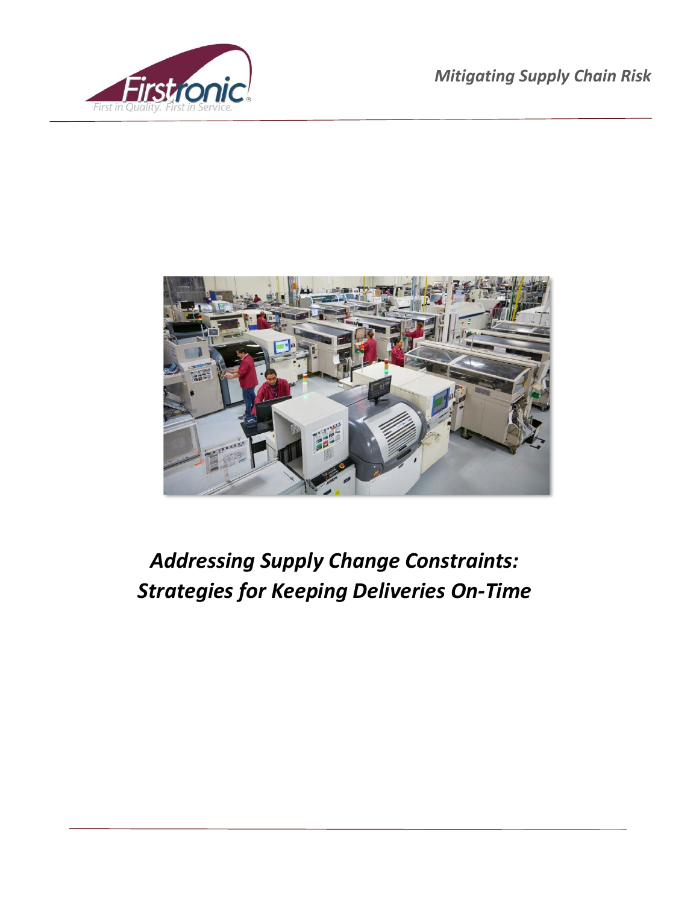# *Addressing Supply Change Constraints: Strategies for Keeping Deliveries On-Time*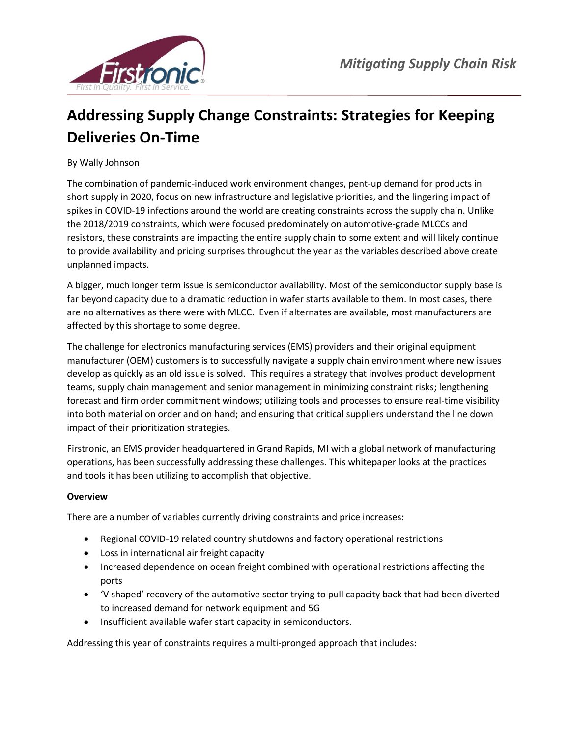# Addressing Supply Change Constraints: Strategies for Keeping Deliveries On-Time

By Wally Johnson

The combination of pandemic-induced work environment changes, pent-up demand for products in short supply in 2020, focus on new infrastructure and legislative priorities, and the lingering impact of spikes in COVID-19 infections around the world are creating constraints across the supply chain. Unlike the 2018/2019 constraints, which were focused predominately on automotive-grade MLCCs and resistors, these constraints are impacting the entire supply chain to some extent and will likely continue to provide availability and pricing surprises throughout the year as the variables described above create unplanned impacts.

A bigger, much longer term issue is semiconductor availability. Most of the semiconductor supply base is far beyond capacity due to a dramatic reduction in wafer starts available to them. In most cases, there are no alternatives as there were with MLCC. Even if alternates are available, most manufacturers are affected by this shortage to some degree.

The challenge for electronics manufacturing services (EMS) providers and their original equipment manufacturer (OEM) customers is to successfully navigate a supply chain environment where new issues develop as quickly as an old issue is solved. This requires a strategy that involves product development teams, supply chain management and senior management in minimizing constraint risks; lengthening forecast and firm order commitment windows; utilizing tools and processes to ensure real-time visibility into both material on order and on hand; and ensuring that critical suppliers understand the line down impact of their prioritization strategies.

Firstronic, an EMS provider headquartered in Grand Rapids, MI with a global network of manufacturing operations, has been successfully addressing these challenges. This whitepaper looks at the practices and tools it has been utilizing to accomplish that objective.

**Overview**

There are a number of variables currently driving constraints and price increases:

- Regional COVID-19 related country shutdowns and factory operational restrictions
- Loss in international air freight capacity
- Increased dependence on ocean freight combined with operational restrictions affecting the ports
- 'V shaped' recovery of the automotive sector trying to pull capacity back that had been diverted to increased demand for network equipment and 5G
- Insufficient available wafer start capacity in semiconductors.

Addressing this year of constraints requires a multi-pronged approach that includes: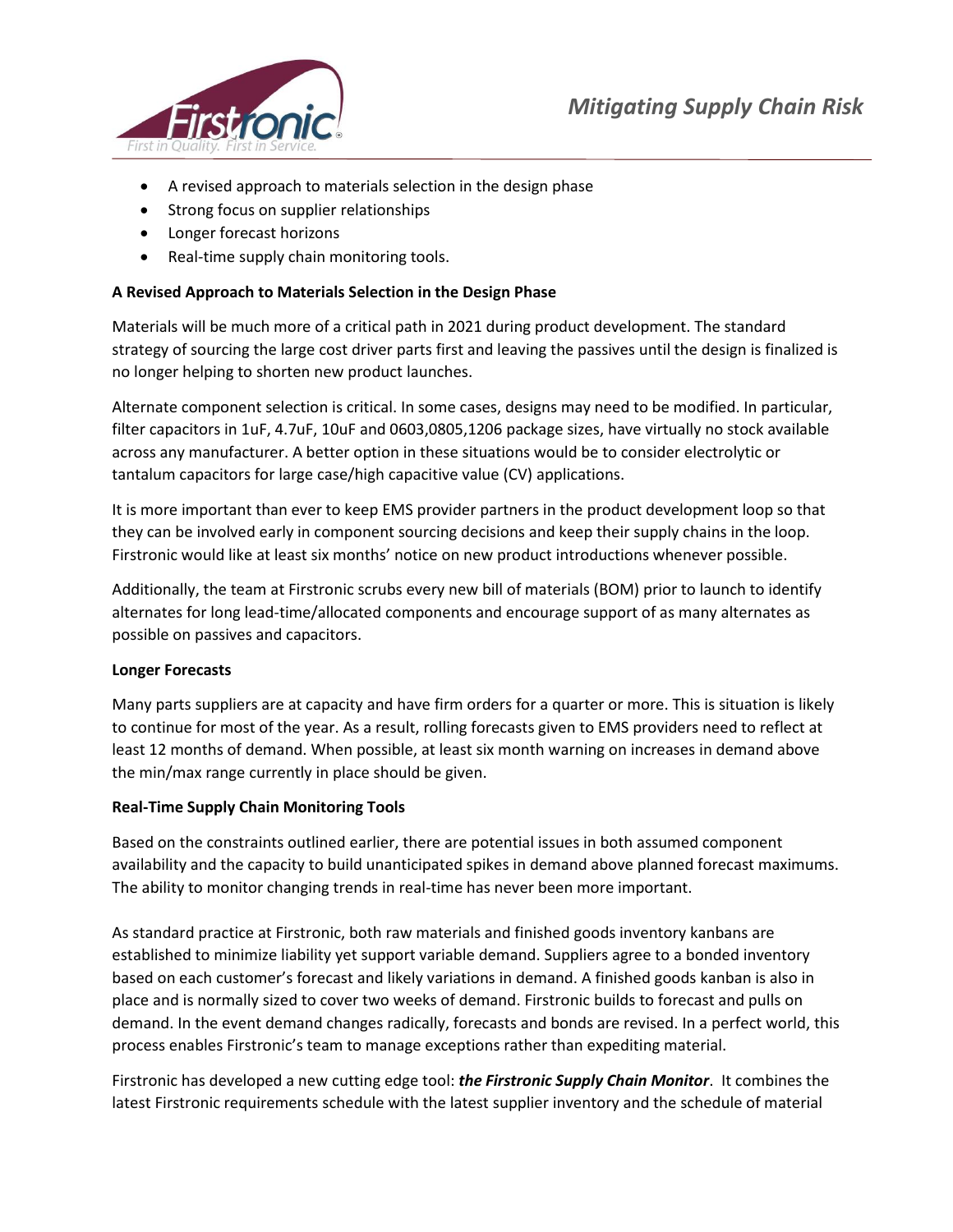- A revised approach to materials selection in the design phase
- Strong focus on supplier relationships
- Longer forecast horizons
- Real-time supply chain monitoring tools.

**A Revised Approach to Materials Selection in the Design Phase**

Materials will be much more of a critical path in 2021 during product development. The standard strategy of sourcing the large cost driver parts first and leaving the passives until the design is finalized is no longer helping to shorten new product launches.

Alternate component selection is critical. In some cases, designs may need to be modified. In particular, filter capacitors in 1uF, 4.7uF, 10uF and 0603,0805,1206 package sizes, have virtually no stock available across any manufacturer. A better option in these situations would be to consider electrolytic or tantalum capacitors for large case/high capacitive value (CV) applications.

It is more important than ever to keep EMS provider partners in the product development loop so that they can be involved early in component sourcing decisions and keep their supply chains in the loop. Firstronic would like at least six months' notice on new product introductions whenever possible.

Additionally, the team at Firstronic scrubs every new bill of materials (BOM) prior to launch to identify alternates for long lead-time/allocated components and encourage support of as many alternates as possible on passives and capacitors.

**Longer Forecasts**

Many parts suppliers are at capacity and have firm orders for a quarter or more. This is situation is likely to continue for most of the year. As a result, rolling forecasts given to EMS providers need to reflect at least 12 months of demand. When possible, at least six month warning on increases in demand above the min/max range currently in place should be given.

**Real-Time Supply Chain Monitoring Tools**

Based on the constraints outlined earlier, there are potential issues in both assumed component availability and the capacity to build unanticipated spikes in demand above planned forecast maximums. The ability to monitor changing trends in real-time has never been more important.

As standard practice at Firstronic, both raw materials and finished goods inventory kanbans are established to minimize liability yet support variable demand. Suppliers agree to a bonded inventory based on each customer's forecast and likely variations in demand. A finished goods kanban is also in place and is normally sized to cover two weeks of demand. Firstronic builds to forecast and pulls on demand. In the event demand changes radically, forecasts and bonds are revised. In a perfect world, this process enables Firstronic's team to manage exceptions rather than expediting material.

Firstronic has developed a new cutting edge tool: ***the Firstronic Supply Chain Monitor***. It combines the latest Firstronic requirements schedule with the latest supplier inventory and the schedule of material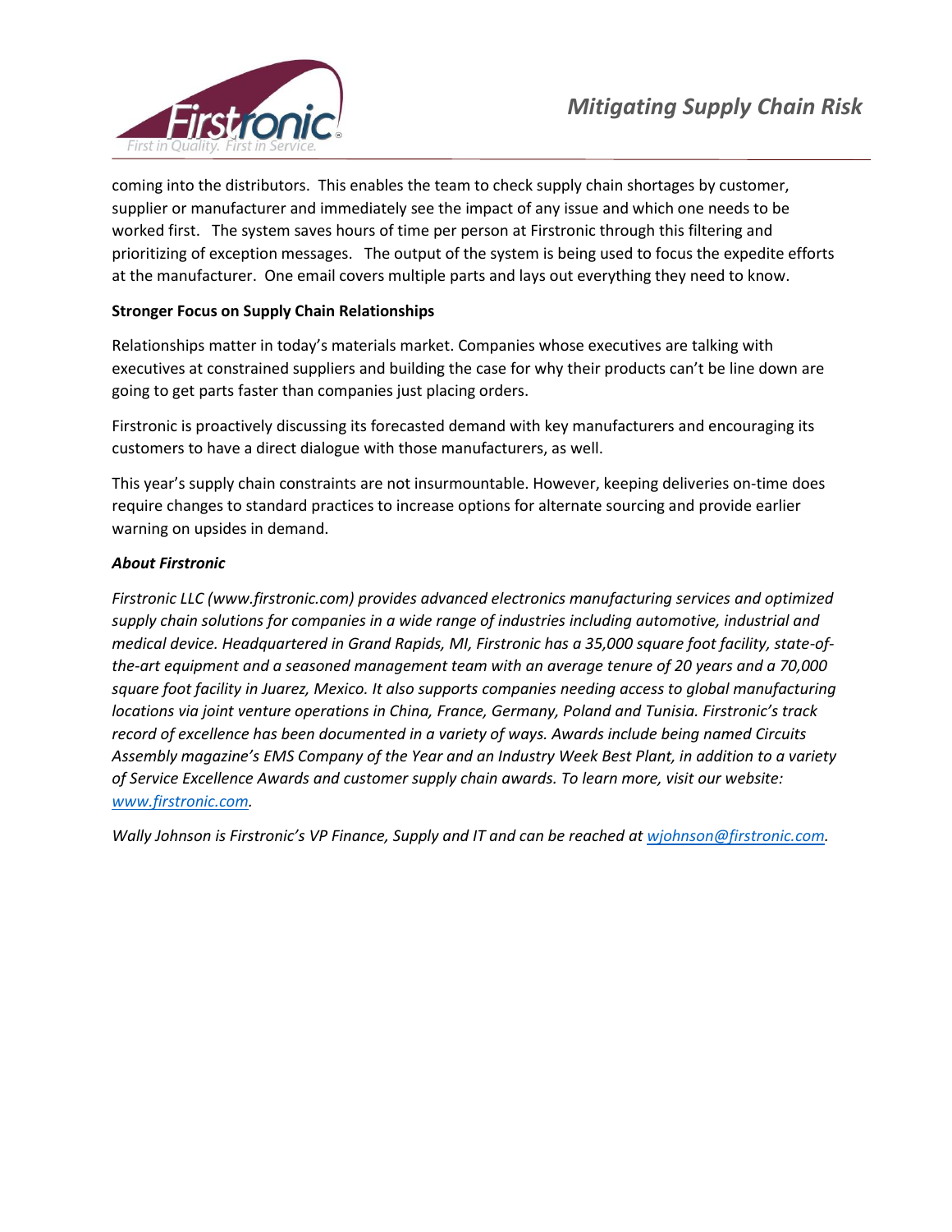coming into the distributors. This enables the team to check supply chain shortages by customer, supplier or manufacturer and immediately see the impact of any issue and which one needs to be worked first. The system saves hours of time per person at Firstronic through this filtering and prioritizing of exception messages. The output of the system is being used to focus the expedite efforts at the manufacturer. One email covers multiple parts and lays out everything they need to know.

**Stronger Focus on Supply Chain Relationships**

Relationships matter in today's materials market. Companies whose executives are talking with executives at constrained suppliers and building the case for why their products can't be line down are going to get parts faster than companies just placing orders.

Firstronic is proactively discussing its forecasted demand with key manufacturers and encouraging its customers to have a direct dialogue with those manufacturers, as well.

This year's supply chain constraints are not insurmountable. However, keeping deliveries on-time does require changes to standard practices to increase options for alternate sourcing and provide earlier warning on upsides in demand.

***About Firstronic***

*Firstronic LLC (www.firstronic.com) provides advanced electronics manufacturing services and optimized supply chain solutions for companies in a wide range of industries including automotive, industrial and medical device. Headquartered in Grand Rapids, MI, Firstronic has a 35,000 square foot facility, state-of-the-art equipment and a seasoned management team with an average tenure of 20 years and a 70,000 square foot facility in Juarez, Mexico. It also supports companies needing access to global manufacturing locations via joint venture operations in China, France, Germany, Poland and Tunisia. Firstronic's track record of excellence has been documented in a variety of ways. Awards include being named Circuits Assembly magazine's EMS Company of the Year and an Industry Week Best Plant, in addition to a variety of Service Excellence Awards and customer supply chain awards. To learn more, visit our website: www.firstronic.com.*

*Wally Johnson is Firstronic's VP Finance, Supply and IT and can be reached at wjohnson@firstronic.com.*